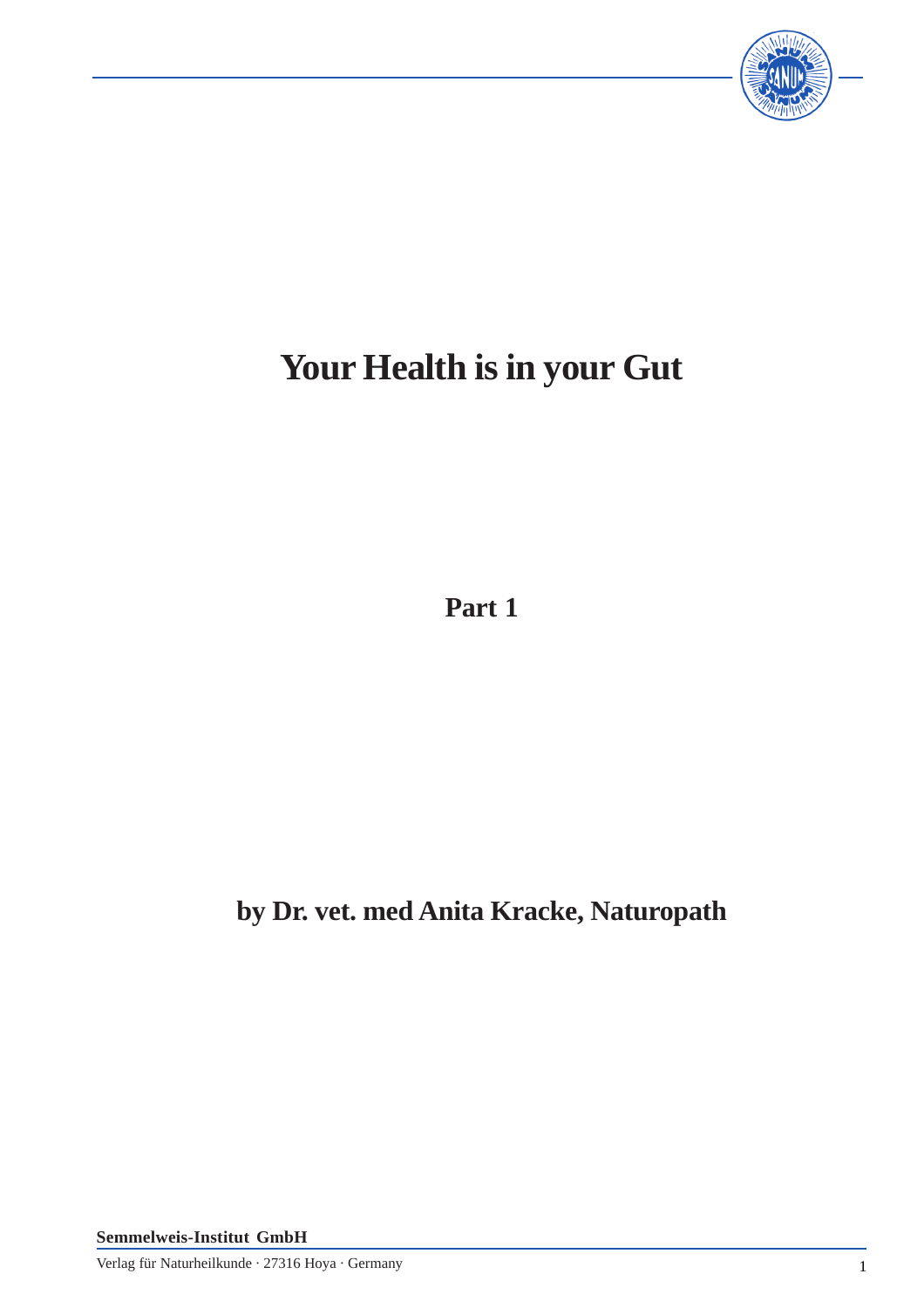# Your Health is in your Gut

**Part 1**

**by Dr. vet. med Anita Kracke, Naturopath**

**Semmelweis-Institut GmbH**

Verlag für Naturheilkunde · 27316 Hoya · Germany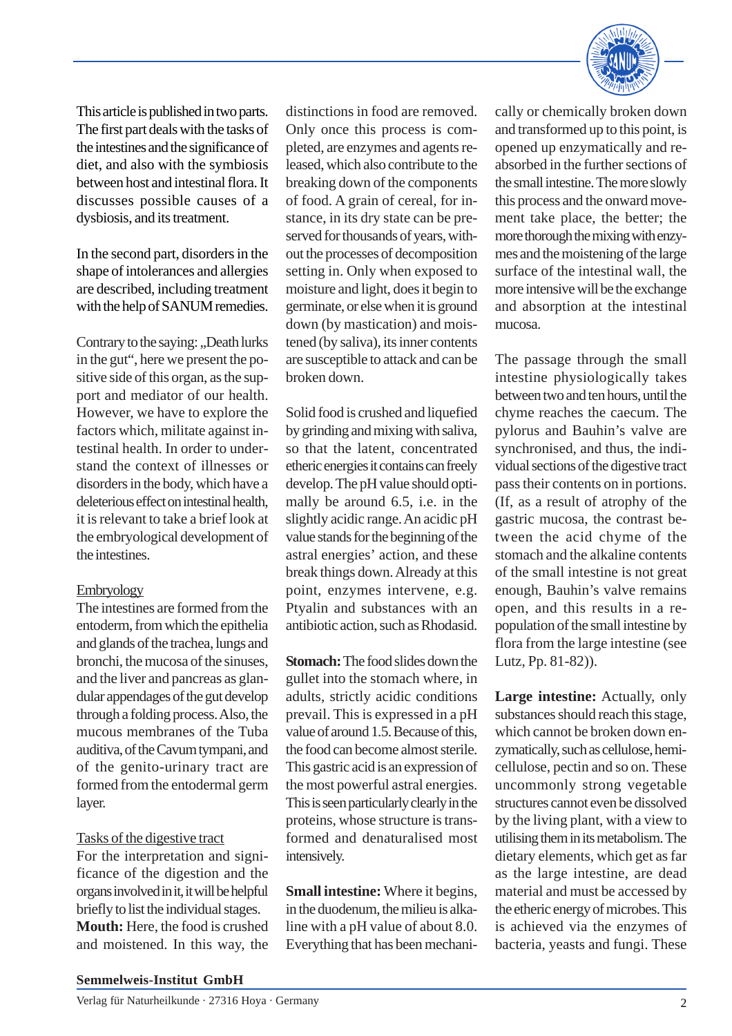This article is published in two parts. The first part deals with the tasks of the intestines and the significance of diet, and also with the symbiosis between host and intestinal flora. It discusses possible causes of a dysbiosis, and its treatment.

In the second part, disorders in the shape of intolerances and allergies are described, including treatment with the help of SANUM remedies.

Contrary to the saying: „Death lurks in the gut“, here we present the positive side of this organ, as the support and mediator of our health. However, we have to explore the factors which, militate against intestinal health. In order to understand the context of illnesses or disorders in the body, which have a deleterious effect on intestinal health, it is relevant to take a brief look at the embryological development of the intestines.

## Embryology

The intestines are formed from the entoderm, from which the epithelia and glands of the trachea, lungs and bronchi, the mucosa of the sinuses, and the liver and pancreas as glandular appendages of the gut develop through a folding process. Also, the mucous membranes of the Tuba auditiva, of the Cavum tympani, and of the genito-urinary tract are formed from the entodermal germ layer.

## Tasks of the digestive tract

For the interpretation and significance of the digestion and the organs involved in it, it will be helpful briefly to list the individual stages.

**Mouth:** Here, the food is crushed and moistened. In this way, the distinctions in food are removed. Only once this process is completed, are enzymes and agents released, which also contribute to the breaking down of the components of food. A grain of cereal, for instance, in its dry state can be preserved for thousands of years, without the processes of decomposition setting in. Only when exposed to moisture and light, does it begin to germinate, or else when it is ground down (by mastication) and moistened (by saliva), its inner contents are susceptible to attack and can be broken down.

Solid food is crushed and liquefied by grinding and mixing with saliva, so that the latent, concentrated etheric energies it contains can freely develop. The pH value should optimally be around 6.5, i.e. in the slightly acidic range. An acidic pH value stands for the beginning of the astral energies’ action, and these break things down. Already at this point, enzymes intervene, e.g. Ptyalin and substances with an antibiotic action, such as Rhodasid.

**Stomach:** The food slides down the gullet into the stomach where, in adults, strictly acidic conditions prevail. This is expressed in a pH value of around 1.5. Because of this, the food can become almost sterile. This gastric acid is an expression of the most powerful astral energies. This is seen particularly clearly in the proteins, whose structure is transformed and denaturalised most intensively.

**Small intestine:** Where it begins, in the duodenum, the milieu is alkaline with a pH value of about 8.0. Everything that has been mechanically or chemically broken down and transformed up to this point, is opened up enzymatically and reabsorbed in the further sections of the small intestine. The more slowly this process and the onward movement take place, the better; the more thorough the mixing with enzymes and the moistening of the large surface of the intestinal wall, the more intensive will be the exchange and absorption at the intestinal mucosa.

The passage through the small intestine physiologically takes between two and ten hours, until the chyme reaches the caecum. The pylorus and Bauhin’s valve are synchronised, and thus, the individual sections of the digestive tract pass their contents on in portions. (If, as a result of atrophy of the gastric mucosa, the contrast between the acid chyme of the stomach and the alkaline contents of the small intestine is not great enough, Bauhin’s valve remains open, and this results in a repopulation of the small intestine by flora from the large intestine (see Lutz, Pp. 81-82)).

**Large intestine:** Actually, only substances should reach this stage, which cannot be broken down enzymatically, such as cellulose, hemicellulose, pectin and so on. These uncommonly strong vegetable structures cannot even be dissolved by the living plant, with a view to utilising them in its metabolism. The dietary elements, which get as far as the large intestine, are dead material and must be accessed by the etheric energy of microbes. This is achieved via the enzymes of bacteria, yeasts and fungi. These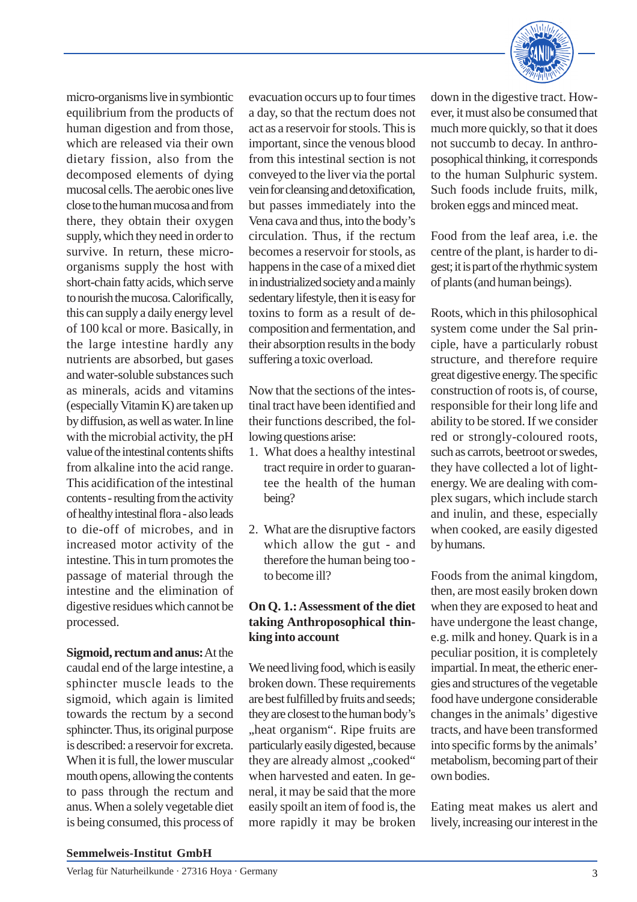micro-organisms live in symbiontic equilibrium from the products of human digestion and from those, which are released via their own dietary fission, also from the decomposed elements of dying mucosal cells. The aerobic ones live close to the human mucosa and from there, they obtain their oxygen supply, which they need in order to survive. In return, these micro-organisms supply the host with short-chain fatty acids, which serve to nourish the mucosa. Calorifically, this can supply a daily energy level of 100 kcal or more. Basically, in the large intestine hardly any nutrients are absorbed, but gases and water-soluble substances such as minerals, acids and vitamins (especially Vitamin K) are taken up by diffusion, as well as water. In line with the microbial activity, the pH value of the intestinal contents shifts from alkaline into the acid range. This acidification of the intestinal contents - resulting from the activity of healthy intestinal flora - also leads to die-off of microbes, and in increased motor activity of the intestine. This in turn promotes the passage of material through the intestine and the elimination of digestive residues which cannot be processed.

**Sigmoid, rectum and anus:** At the caudal end of the large intestine, a sphincter muscle leads to the sigmoid, which again is limited towards the rectum by a second sphincter. Thus, its original purpose is described: a reservoir for excreta. When it is full, the lower muscular mouth opens, allowing the contents to pass through the rectum and anus. When a solely vegetable diet is being consumed, this process of evacuation occurs up to four times a day, so that the rectum does not act as a reservoir for stools. This is important, since the venous blood from this intestinal section is not conveyed to the liver via the portal vein for cleansing and detoxification, but passes immediately into the Vena cava and thus, into the body's circulation. Thus, if the rectum becomes a reservoir for stools, as happens in the case of a mixed diet in industrialized society and a mainly sedentary lifestyle, then it is easy for toxins to form as a result of decomposition and fermentation, and their absorption results in the body suffering a toxic overload.

Now that the sections of the intestinal tract have been identified and their functions described, the following questions arise:

1. What does a healthy intestinal tract require in order to guarantee the health of the human being?
2. What are the disruptive factors which allow the gut - and therefore the human being too - to become ill?

**On Q. 1.: Assessment of the diet taking Anthroposophical thinking into account**

We need living food, which is easily broken down. These requirements are best fulfilled by fruits and seeds; they are closest to the human body's „heat organism". Ripe fruits are particularly easily digested, because they are already almost „cooked" when harvested and eaten. In general, it may be said that the more easily spoilt an item of food is, the more rapidly it may be broken down in the digestive tract. However, it must also be consumed that much more quickly, so that it does not succumb to decay. In anthroposophical thinking, it corresponds to the human Sulphuric system. Such foods include fruits, milk, broken eggs and minced meat.

Food from the leaf area, i.e. the centre of the plant, is harder to digest; it is part of the rhythmic system of plants (and human beings).

Roots, which in this philosophical system come under the Sal principle, have a particularly robust structure, and therefore require great digestive energy. The specific construction of roots is, of course, responsible for their long life and ability to be stored. If we consider red or strongly-coloured roots, such as carrots, beetroot or swedes, they have collected a lot of light-energy. We are dealing with complex sugars, which include starch and inulin, and these, especially when cooked, are easily digested by humans.

Foods from the animal kingdom, then, are most easily broken down when they are exposed to heat and have undergone the least change, e.g. milk and honey. Quark is in a peculiar position, it is completely impartial. In meat, the etheric energies and structures of the vegetable food have undergone considerable changes in the animals' digestive tracts, and have been transformed into specific forms by the animals' metabolism, becoming part of their own bodies.

Eating meat makes us alert and lively, increasing our interest in the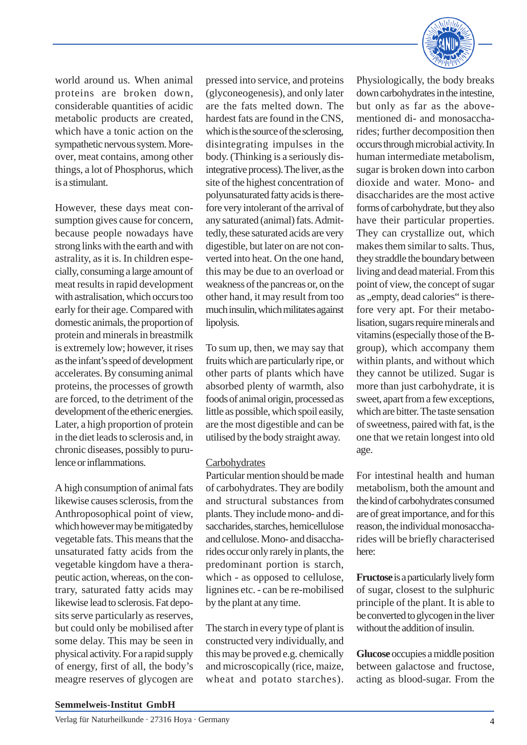world around us. When animal proteins are broken down, considerable quantities of acidic metabolic products are created, which have a tonic action on the sympathetic nervous system. Moreover, meat contains, among other things, a lot of Phosphorus, which is a stimulant.

However, these days meat consumption gives cause for concern, because people nowadays have strong links with the earth and with astrality, as it is. In children especially, consuming a large amount of meat results in rapid development with astralisation, which occurs too early for their age. Compared with domestic animals, the proportion of protein and minerals in breastmilk is extremely low; however, it rises as the infant's speed of development accelerates. By consuming animal proteins, the processes of growth are forced, to the detriment of the development of the etheric energies. Later, a high proportion of protein in the diet leads to sclerosis and, in chronic diseases, possibly to purulence or inflammations.

A high consumption of animal fats likewise causes sclerosis, from the Anthroposophical point of view, which however may be mitigated by vegetable fats. This means that the unsaturated fatty acids from the vegetable kingdom have a therapeutic action, whereas, on the contrary, saturated fatty acids may likewise lead to sclerosis. Fat deposits serve particularly as reserves, but could only be mobilised after some delay. This may be seen in physical activity. For a rapid supply of energy, first of all, the body's meagre reserves of glycogen are pressed into service, and proteins (glyconeogenesis), and only later are the fats melted down. The hardest fats are found in the CNS, which is the source of the sclerosing, disintegrating impulses in the body. (Thinking is a seriously disintegrative process). The liver, as the site of the highest concentration of polyunsaturated fatty acids is therefore very intolerant of the arrival of any saturated (animal) fats. Admittedly, these saturated acids are very digestible, but later on are not converted into heat. On the one hand, this may be due to an overload or weakness of the pancreas or, on the other hand, it may result from too much insulin, which militates against lipolysis.

To sum up, then, we may say that fruits which are particularly ripe, or other parts of plants which have absorbed plenty of warmth, also foods of animal origin, processed as little as possible, which spoil easily, are the most digestible and can be utilised by the body straight away.

## Carbohydrates

Particular mention should be made of carbohydrates. They are bodily and structural substances from plants. They include mono- and disaccharides, starches, hemicellulose and cellulose. Mono- and disaccharides occur only rarely in plants, the predominant portion is starch, which - as opposed to cellulose, lignines etc. - can be re-mobilised by the plant at any time.

The starch in every type of plant is constructed very individually, and this may be proved e.g. chemically and microscopically (rice, maize, wheat and potato starches). Physiologically, the body breaks down carbohydrates in the intestine, but only as far as the above-mentioned di- and monosaccharides; further decomposition then occurs through microbial activity. In human intermediate metabolism, sugar is broken down into carbon dioxide and water. Mono- and disaccharides are the most active forms of carbohydrate, but they also have their particular properties. They can crystallize out, which makes them similar to salts. Thus, they straddle the boundary between living and dead material. From this point of view, the concept of sugar as „empty, dead calories" is therefore very apt. For their metabolisation, sugars require minerals and vitamins (especially those of the B-group), which accompany them within plants, and without which they cannot be utilized. Sugar is more than just carbohydrate, it is sweet, apart from a few exceptions, which are bitter. The taste sensation of sweetness, paired with fat, is the one that we retain longest into old age.

For intestinal health and human metabolism, both the amount and the kind of carbohydrates consumed are of great importance, and for this reason, the individual monosaccharides will be briefly characterised here:

**Fructose** is a particularly lively form of sugar, closest to the sulphuric principle of the plant. It is able to be converted to glycogen in the liver without the addition of insulin.

**Glucose** occupies a middle position between galactose and fructose, acting as blood-sugar. From the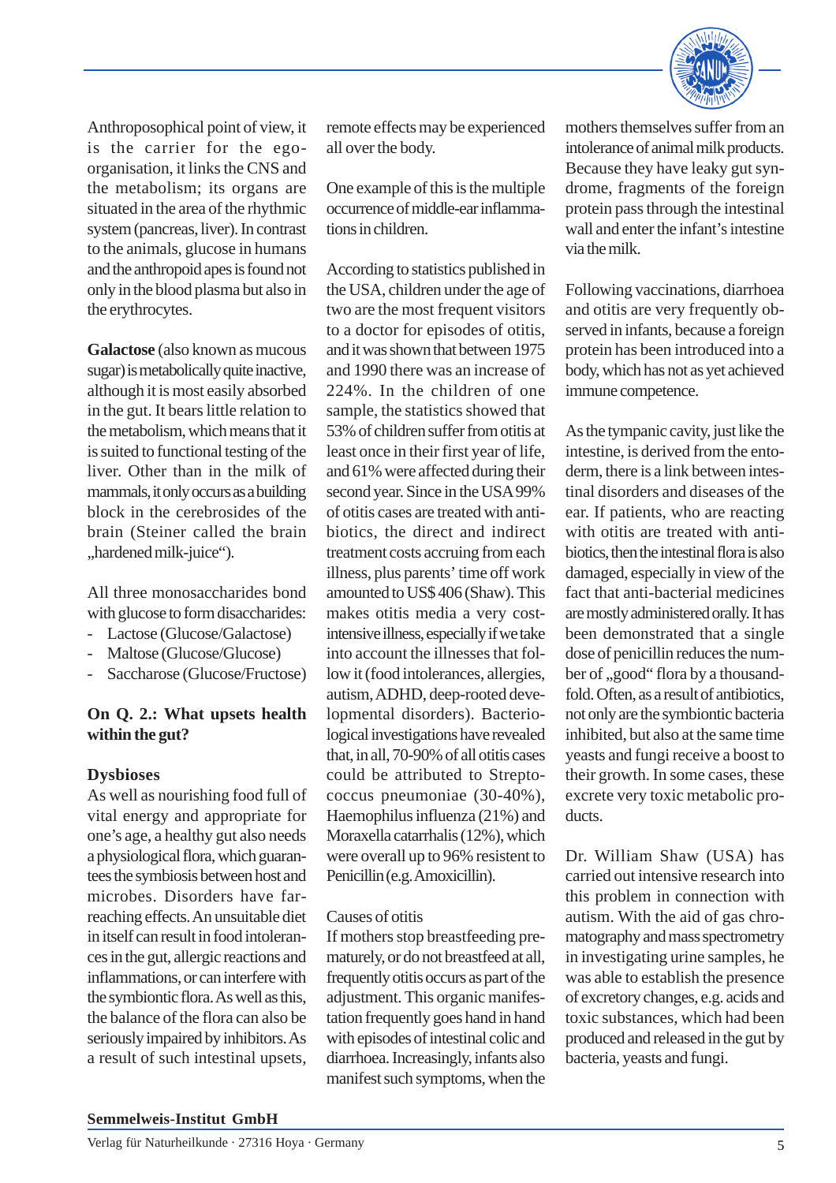Anthroposophical point of view, it is the carrier for the ego-organisation, it links the CNS and the metabolism; its organs are situated in the area of the rhythmic system (pancreas, liver). In contrast to the animals, glucose in humans and the anthropoid apes is found not only in the blood plasma but also in the erythrocytes.

**Galactose** (also known as mucous sugar) is metabolically quite inactive, although it is most easily absorbed in the gut. It bears little relation to the metabolism, which means that it is suited to functional testing of the liver. Other than in the milk of mammals, it only occurs as a building block in the cerebrosides of the brain (Steiner called the brain „hardened milk-juice").

All three monosaccharides bond with glucose to form disaccharides:

- Lactose (Glucose/Galactose)
- Maltose (Glucose/Glucose)
- Saccharose (Glucose/Fructose)

**On Q. 2.: What upsets health within the gut?**

**Dysbioses**

As well as nourishing food full of vital energy and appropriate for one's age, a healthy gut also needs a physiological flora, which guarantees the symbiosis between host and microbes. Disorders have far-reaching effects. An unsuitable diet in itself can result in food intolerances in the gut, allergic reactions and inflammations, or can interfere with the symbiontic flora. As well as this, the balance of the flora can also be seriously impaired by inhibitors. As a result of such intestinal upsets, remote effects may be experienced all over the body.

One example of this is the multiple occurrence of middle-ear inflammations in children.

According to statistics published in the USA, children under the age of two are the most frequent visitors to a doctor for episodes of otitis, and it was shown that between 1975 and 1990 there was an increase of 224%. In the children of one sample, the statistics showed that 53% of children suffer from otitis at least once in their first year of life, and 61% were affected during their second year. Since in the USA 99% of otitis cases are treated with antibiotics, the direct and indirect treatment costs accruing from each illness, plus parents' time off work amounted to US$ 406 (Shaw). This makes otitis media a very cost-intensive illness, especially if we take into account the illnesses that follow it (food intolerances, allergies, autism, ADHD, deep-rooted developmental disorders). Bacteriological investigations have revealed that, in all, 70-90% of all otitis cases could be attributed to Streptococcus pneumoniae (30-40%), Haemophilus influenza (21%) and Moraxella catarrhalis (12%), which were overall up to 96% resistent to Penicillin (e.g. Amoxicillin).

Causes of otitis

If mothers stop breastfeeding prematurely, or do not breastfeed at all, frequently otitis occurs as part of the adjustment. This organic manifestation frequently goes hand in hand with episodes of intestinal colic and diarrhoea. Increasingly, infants also manifest such symptoms, when the mothers themselves suffer from an intolerance of animal milk products. Because they have leaky gut syndrome, fragments of the foreign protein pass through the intestinal wall and enter the infant's intestine via the milk.

Following vaccinations, diarrhoea and otitis are very frequently observed in infants, because a foreign protein has been introduced into a body, which has not as yet achieved immune competence.

As the tympanic cavity, just like the intestine, is derived from the entoderm, there is a link between intestinal disorders and diseases of the ear. If patients, who are reacting with otitis are treated with antibiotics, then the intestinal flora is also damaged, especially in view of the fact that anti-bacterial medicines are mostly administered orally. It has been demonstrated that a single dose of penicillin reduces the number of „good" flora by a thousandfold. Often, as a result of antibiotics, not only are the symbiontic bacteria inhibited, but also at the same time yeasts and fungi receive a boost to their growth. In some cases, these excrete very toxic metabolic products.

Dr. William Shaw (USA) has carried out intensive research into this problem in connection with autism. With the aid of gas chromatography and mass spectrometry in investigating urine samples, he was able to establish the presence of excretory changes, e.g. acids and toxic substances, which had been produced and released in the gut by bacteria, yeasts and fungi.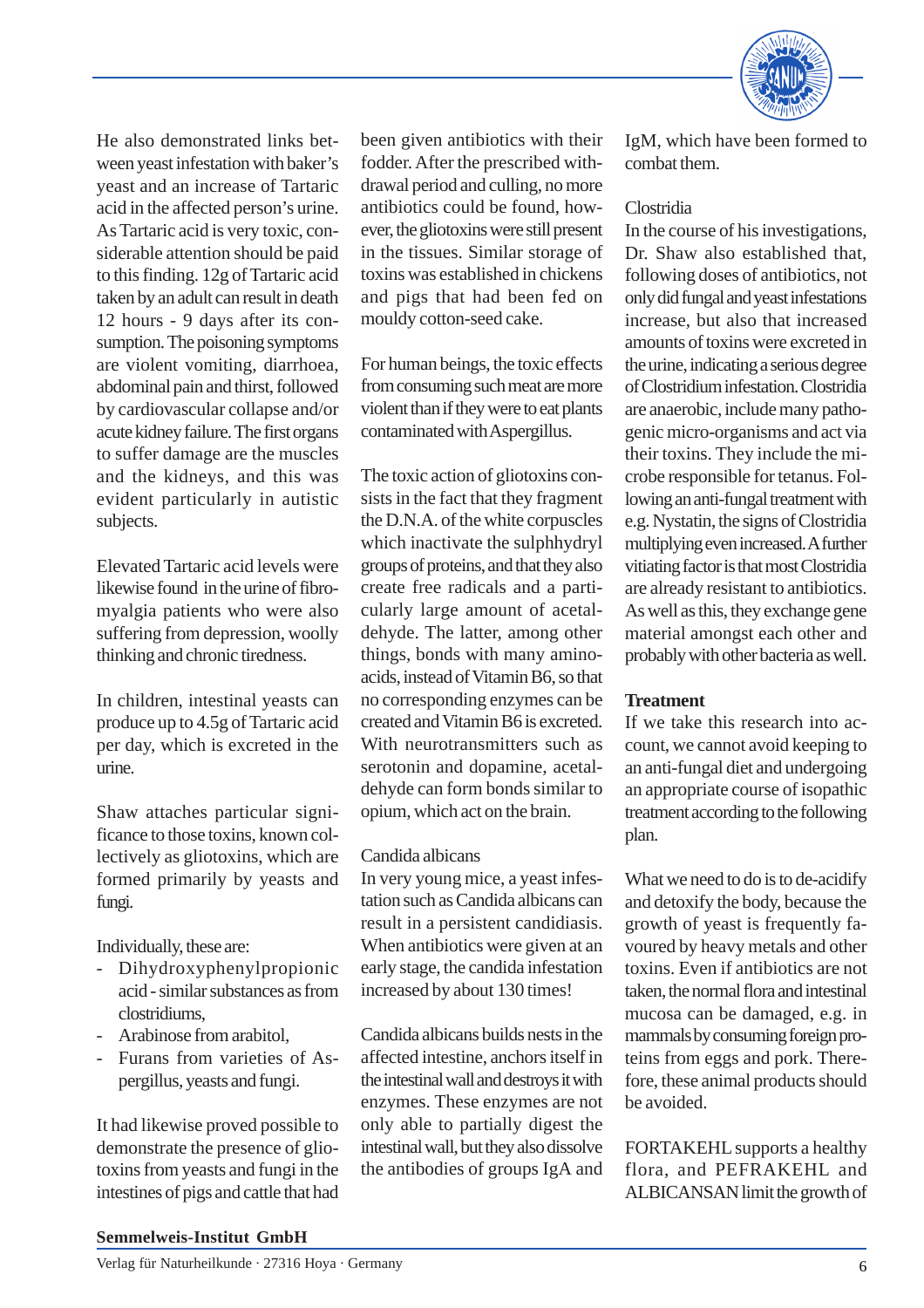He also demonstrated links between yeast infestation with baker's yeast and an increase of Tartaric acid in the affected person's urine. As Tartaric acid is very toxic, considerable attention should be paid to this finding. 12g of Tartaric acid taken by an adult can result in death 12 hours - 9 days after its consumption. The poisoning symptoms are violent vomiting, diarrhoea, abdominal pain and thirst, followed by cardiovascular collapse and/or acute kidney failure. The first organs to suffer damage are the muscles and the kidneys, and this was evident particularly in autistic subjects.

Elevated Tartaric acid levels were likewise found in the urine of fibromyalgia patients who were also suffering from depression, woolly thinking and chronic tiredness.

In children, intestinal yeasts can produce up to 4.5g of Tartaric acid per day, which is excreted in the urine.

Shaw attaches particular significance to those toxins, known collectively as gliotoxins, which are formed primarily by yeasts and fungi.

Individually, these are:

- Dihydroxyphenylpropionic acid - similar substances as from clostridiums,
- Arabinose from arabitol,
- Furans from varieties of Aspergillus, yeasts and fungi.

It had likewise proved possible to demonstrate the presence of gliotoxins from yeasts and fungi in the intestines of pigs and cattle that had been given antibiotics with their fodder. After the prescribed withdrawal period and culling, no more antibiotics could be found, however, the gliotoxins were still present in the tissues. Similar storage of toxins was established in chickens and pigs that had been fed on mouldy cotton-seed cake.

For human beings, the toxic effects from consuming such meat are more violent than if they were to eat plants contaminated with Aspergillus.

The toxic action of gliotoxins consists in the fact that they fragment the D.N.A. of the white corpuscles which inactivate the sulphhydryl groups of proteins, and that they also create free radicals and a particularly large amount of acetaldehyde. The latter, among other things, bonds with many amino-acids, instead of Vitamin B6, so that no corresponding enzymes can be created and Vitamin B6 is excreted. With neurotransmitters such as serotonin and dopamine, acetaldehyde can form bonds similar to opium, which act on the brain.

Candida albicans

In very young mice, a yeast infestation such as Candida albicans can result in a persistent candidiasis. When antibiotics were given at an early stage, the candida infestation increased by about 130 times!

Candida albicans builds nests in the affected intestine, anchors itself in the intestinal wall and destroys it with enzymes. These enzymes are not only able to partially digest the intestinal wall, but they also dissolve the antibodies of groups IgA and IgM, which have been formed to combat them.

Clostridia

In the course of his investigations, Dr. Shaw also established that, following doses of antibiotics, not only did fungal and yeast infestations increase, but also that increased amounts of toxins were excreted in the urine, indicating a serious degree of Clostridium infestation. Clostridia are anaerobic, include many pathogenic micro-organisms and act via their toxins. They include the microbe responsible for tetanus. Following an anti-fungal treatment with e.g. Nystatin, the signs of Clostridia multiplying even increased. A further vitiating factor is that most Clostridia are already resistant to antibiotics. As well as this, they exchange gene material amongst each other and probably with other bacteria as well.

**Treatment**

If we take this research into account, we cannot avoid keeping to an anti-fungal diet and undergoing an appropriate course of isopathic treatment according to the following plan.

What we need to do is to de-acidify and detoxify the body, because the growth of yeast is frequently favoured by heavy metals and other toxins. Even if antibiotics are not taken, the normal flora and intestinal mucosa can be damaged, e.g. in mammals by consuming foreign proteins from eggs and pork. Therefore, these animal products should be avoided.

FORTAKEHL supports a healthy flora, and PEFRAKEHL and ALBICANSAN limit the growth of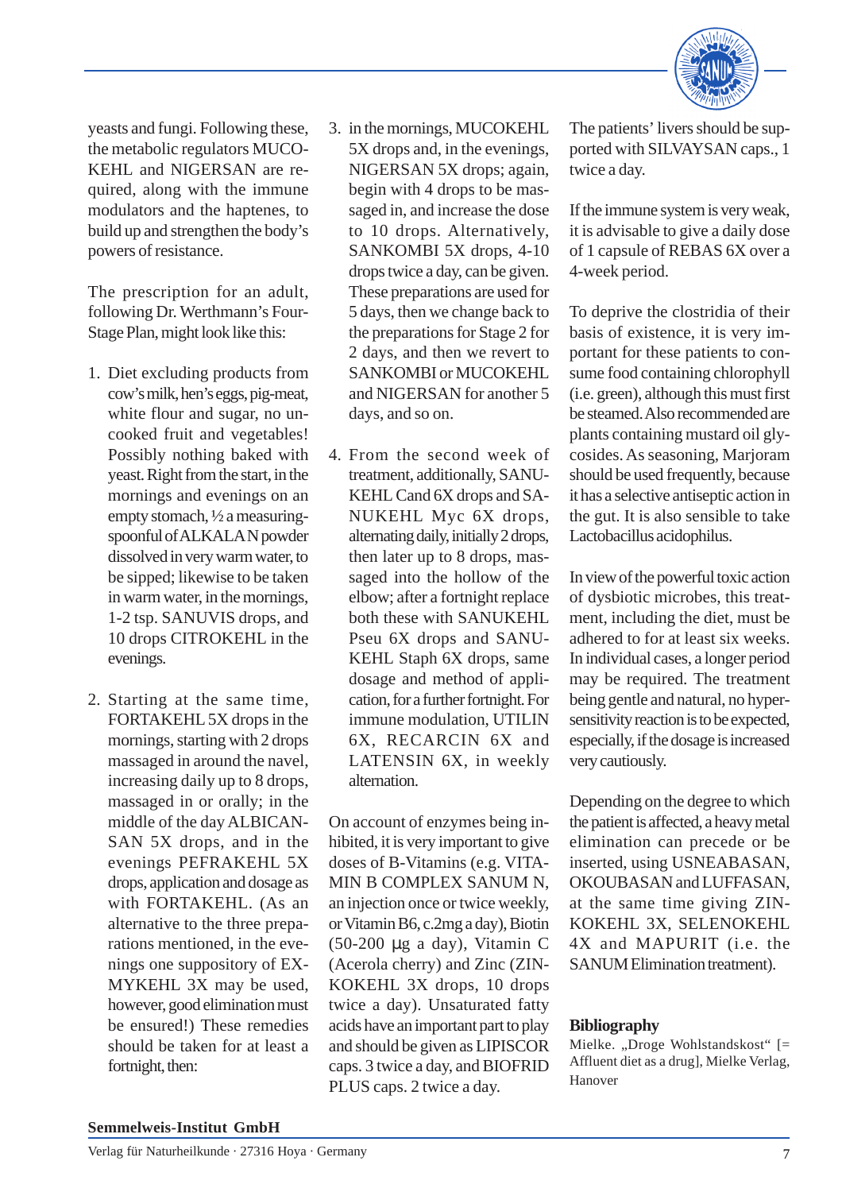yeasts and fungi. Following these, the metabolic regulators MUCOKEHL and NIGERSAN are required, along with the immune modulators and the haptenes, to build up and strengthen the body's powers of resistance.

The prescription for an adult, following Dr. Werthmann's Four-Stage Plan, might look like this:

1. Diet excluding products from cow's milk, hen's eggs, pig-meat, white flour and sugar, no uncooked fruit and vegetables! Possibly nothing baked with yeast. Right from the start, in the mornings and evenings on an empty stomach, ½ a measuring-spoonful of ALKALAN powder dissolved in very warm water, to be sipped; likewise to be taken in warm water, in the mornings, 1-2 tsp. SANUVIS drops, and 10 drops CITROKEHL in the evenings.

2. Starting at the same time, FORTAKEHL 5X drops in the mornings, starting with 2 drops massaged in around the navel, increasing daily up to 8 drops, massaged in or orally; in the middle of the day ALBICANSAN 5X drops, and in the evenings PEFRAKEHL 5X drops, application and dosage as with FORTAKEHL. (As an alternative to the three preparations mentioned, in the evenings one suppository of EXMYKEHL 3X may be used, however, good elimination must be ensured!) These remedies should be taken for at least a fortnight, then:

3. in the mornings, MUCOKEHL 5X drops and, in the evenings, NIGERSAN 5X drops; again, begin with 4 drops to be massaged in, and increase the dose to 10 drops. Alternatively, SANKOMBI 5X drops, 4-10 drops twice a day, can be given. These preparations are used for 5 days, then we change back to the preparations for Stage 2 for 2 days, and then we revert to SANKOMBI or MUCOKEHL and NIGERSAN for another 5 days, and so on.

4. From the second week of treatment, additionally, SANUKEHL Cand 6X drops and SANUKEHL Myc 6X drops, alternating daily, initially 2 drops, then later up to 8 drops, massaged into the hollow of the elbow; after a fortnight replace both these with SANUKEHL Pseu 6X drops and SANUKEHL Staph 6X drops, same dosage and method of application, for a further fortnight. For immune modulation, UTILIN 6X, RECARCIN 6X and LATENSIN 6X, in weekly alternation.

On account of enzymes being inhibited, it is very important to give doses of B-Vitamins (e.g. VITAMIN B COMPLEX SANUM N, an injection once or twice weekly, or Vitamin B6, c.2mg a day), Biotin (50-200 µg a day), Vitamin C (Acerola cherry) and Zinc (ZINKOKEHL 3X drops, 10 drops twice a day). Unsaturated fatty acids have an important part to play and should be given as LIPISCOR caps. 3 twice a day, and BIOFRID PLUS caps. 2 twice a day.

The patients' livers should be supported with SILVAYSAN caps., 1 twice a day.

If the immune system is very weak, it is advisable to give a daily dose of 1 capsule of REBAS 6X over a 4-week period.

To deprive the clostridia of their basis of existence, it is very important for these patients to consume food containing chlorophyll (i.e. green), although this must first be steamed. Also recommended are plants containing mustard oil glycosides. As seasoning, Marjoram should be used frequently, because it has a selective antiseptic action in the gut. It is also sensible to take Lactobacillus acidophilus.

In view of the powerful toxic action of dysbiotic microbes, this treatment, including the diet, must be adhered to for at least six weeks. In individual cases, a longer period may be required. The treatment being gentle and natural, no hypersensitivity reaction is to be expected, especially, if the dosage is increased very cautiously.

Depending on the degree to which the patient is affected, a heavy metal elimination can precede or be inserted, using USNEABASAN, OKOUBASAN and LUFFASAN, at the same time giving ZINKOKEHL 3X, SELENOKEHL 4X and MAPURIT (i.e. the SANUM Elimination treatment).

## Bibliography

Mielke. „Droge Wohlstandskost" [= Affluent diet as a drug], Mielke Verlag, Hanover

**Semmelweis-Institut GmbH**

Verlag für Naturheilkunde · 27316 Hoya · Germany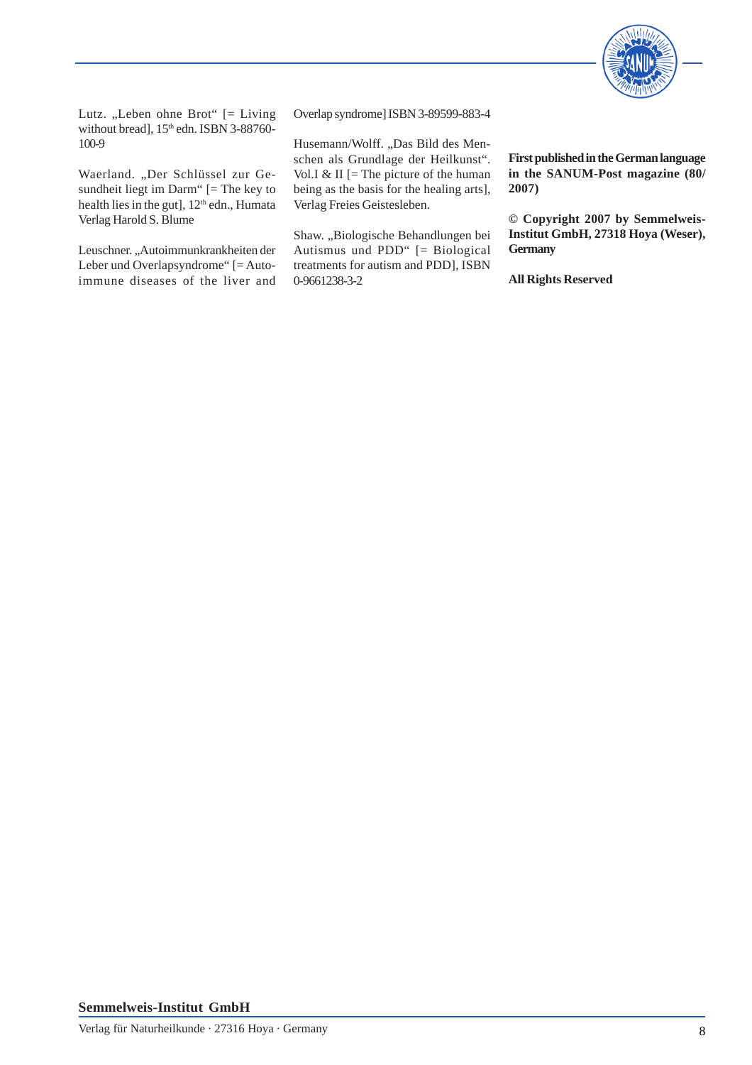Lutz. „Leben ohne Brot“ [= Living without bread], 15th edn. ISBN 3-88760-100-9

Waerland. „Der Schlüssel zur Gesundheit liegt im Darm“ [= The key to health lies in the gut], 12th edn., Humata Verlag Harold S. Blume

Leuschner. „Autoimmunkrankheiten der Leber und Overlapsyndrome“ [= Autoimmune diseases of the liver and Overlap syndrome] ISBN 3-89599-883-4

Husemann/Wolff. „Das Bild des Menschen als Grundlage der Heilkunst“. Vol.I & II [= The picture of the human being as the basis for the healing arts], Verlag Freies Geistesleben.

Shaw. „Biologische Behandlungen bei Autismus und PDD“ [= Biological treatments for autism and PDD], ISBN 0-9661238-3-2

**First published in the German language in the SANUM-Post magazine (80/2007)**

**© Copyright 2007 by Semmelweis-Institut GmbH, 27318 Hoya (Weser), Germany**

**All Rights Reserved**

**Semmelweis-Institut GmbH**

Verlag für Naturheilkunde · 27316 Hoya · Germany